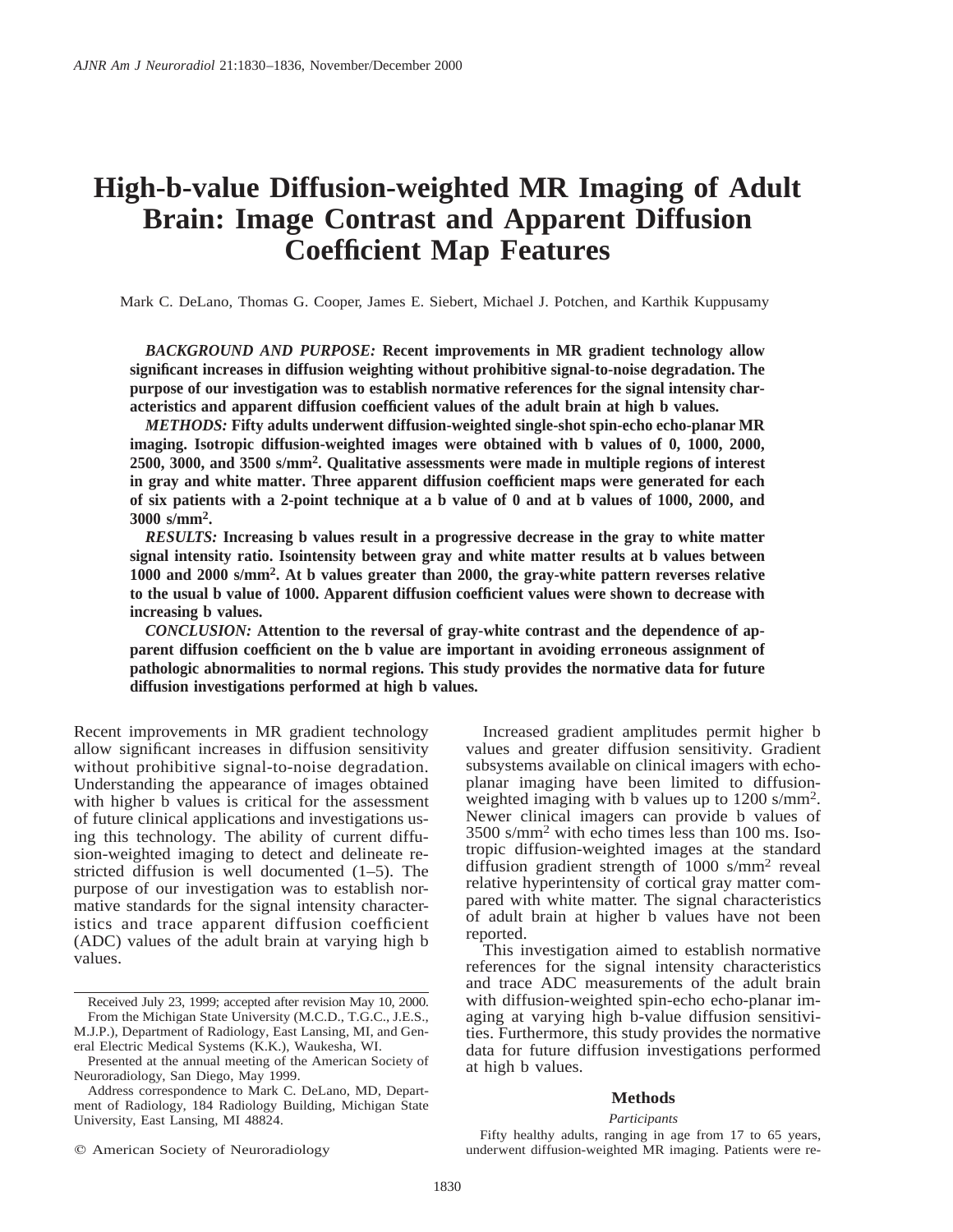# High-b-value Diffusion-weighted MR Imaging of Adult Brain: Image Contrast and Apparent Diffusion Coefficient Map Features

Mark C. DeLano, Thomas G. Cooper, James E. Siebert, Michael J. Potchen, and Karthik Kuppusamy

***BACKGROUND AND PURPOSE:*** **Recent improvements in MR gradient technology allow significant increases in diffusion weighting without prohibitive signal-to-noise degradation. The purpose of our investigation was to establish normative references for the signal intensity characteristics and apparent diffusion coefficient values of the adult brain at high b values.**

***METHODS:*** **Fifty adults underwent diffusion-weighted single-shot spin-echo echo-planar MR imaging. Isotropic diffusion-weighted images were obtained with b values of 0, 1000, 2000, 2500, 3000, and 3500 s/mm$^2$. Qualitative assessments were made in multiple regions of interest in gray and white matter. Three apparent diffusion coefficient maps were generated for each of six patients with a 2-point technique at a b value of 0 and at b values of 1000, 2000, and 3000 s/mm$^2$.**

***RESULTS:*** **Increasing b values result in a progressive decrease in the gray to white matter signal intensity ratio. Isointensity between gray and white matter results at b values between 1000 and 2000 s/mm$^2$. At b values greater than 2000, the gray-white pattern reverses relative to the usual b value of 1000. Apparent diffusion coefficient values were shown to decrease with increasing b values.**

***CONCLUSION:*** **Attention to the reversal of gray-white contrast and the dependence of apparent diffusion coefficient on the b value are important in avoiding erroneous assignment of pathologic abnormalities to normal regions. This study provides the normative data for future diffusion investigations performed at high b values.**

Recent improvements in MR gradient technology allow significant increases in diffusion sensitivity without prohibitive signal-to-noise degradation. Understanding the appearance of images obtained with higher b values is critical for the assessment of future clinical applications and investigations using this technology. The ability of current diffusion-weighted imaging to detect and delineate restricted diffusion is well documented (1–5). The purpose of our investigation was to establish normative standards for the signal intensity characteristics and trace apparent diffusion coefficient (ADC) values of the adult brain at varying high b values.

Increased gradient amplitudes permit higher b values and greater diffusion sensitivity. Gradient subsystems available on clinical imagers with echo-planar imaging have been limited to diffusion-weighted imaging with b values up to 1200 s/mm$^2$. Newer clinical imagers can provide b values of 3500 s/mm$^2$ with echo times less than 100 ms. Isotropic diffusion-weighted images at the standard diffusion gradient strength of 1000 s/mm$^2$ reveal relative hyperintensity of cortical gray matter compared with white matter. The signal characteristics of adult brain at higher b values have not been reported.

This investigation aimed to establish normative references for the signal intensity characteristics and trace ADC measurements of the adult brain with diffusion-weighted spin-echo echo-planar imaging at varying high b-value diffusion sensitivities. Furthermore, this study provides the normative data for future diffusion investigations performed at high b values.

Received July 23, 1999; accepted after revision May 10, 2000.

From the Michigan State University (M.C.D., T.G.C., J.E.S., M.J.P.), Department of Radiology, East Lansing, MI, and General Electric Medical Systems (K.K.), Waukesha, WI.

Presented at the annual meeting of the American Society of Neuroradiology, San Diego, May 1999.

Address correspondence to Mark C. DeLano, MD, Department of Radiology, 184 Radiology Building, Michigan State University, East Lansing, MI 48824.

© American Society of Neuroradiology

## Methods

### *Participants*

Fifty healthy adults, ranging in age from 17 to 65 years, underwent diffusion-weighted MR imaging. Patients were re-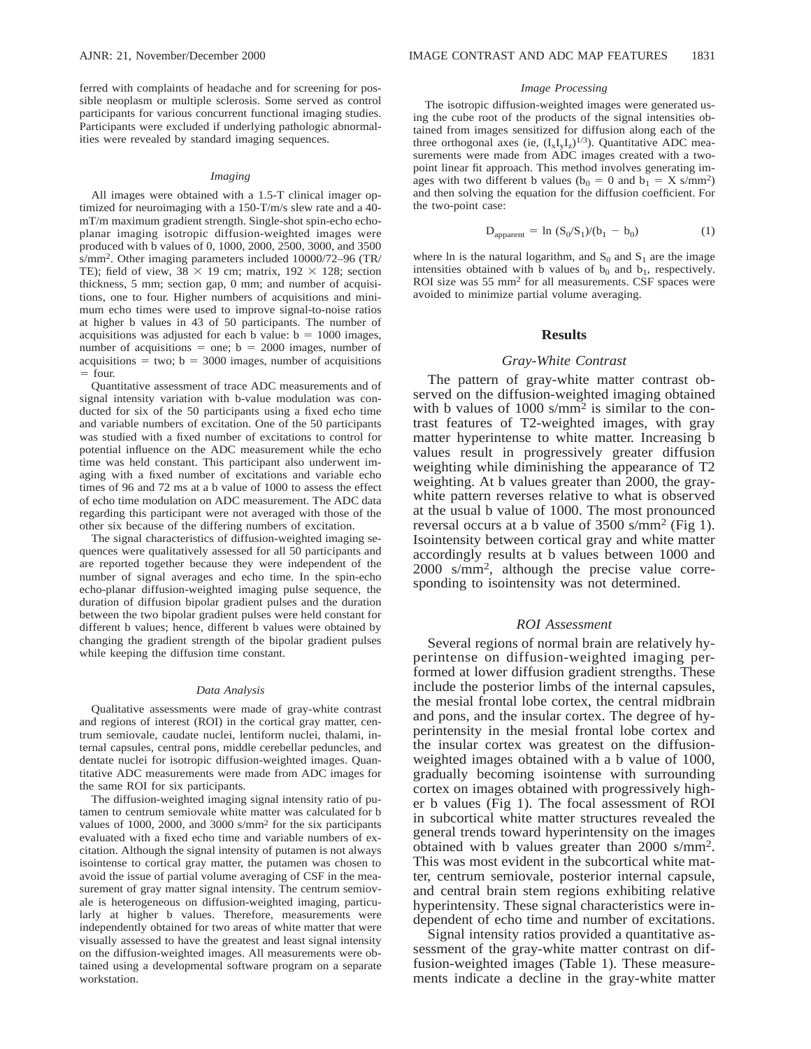ferred with complaints of headache and for screening for possible neoplasm or multiple sclerosis. Some served as control participants for various concurrent functional imaging studies. Participants were excluded if underlying pathologic abnormalities were revealed by standard imaging sequences.

### *Imaging*

All images were obtained with a 1.5-T clinical imager optimized for neuroimaging with a 150-T/m/s slew rate and a 40-mT/m maximum gradient strength. Single-shot spin-echo echo-planar imaging isotropic diffusion-weighted images were produced with b values of 0, 1000, 2000, 2500, 3000, and 3500 s/mm$^2$. Other imaging parameters included 10000/72–96 (TR/TE); field of view, 38 × 19 cm; matrix, 192 × 128; section thickness, 5 mm; section gap, 0 mm; and number of acquisitions, one to four. Higher numbers of acquisitions and minimum echo times were used to improve signal-to-noise ratios at higher b values in 43 of 50 participants. The number of acquisitions was adjusted for each b value: b = 1000 images, number of acquisitions = one; b = 2000 images, number of acquisitions = two; b = 3000 images, number of acquisitions = four.

Quantitative assessment of trace ADC measurements and of signal intensity variation with b-value modulation was conducted for six of the 50 participants using a fixed echo time and variable numbers of excitation. One of the 50 participants was studied with a fixed number of excitations to control for potential influence on the ADC measurement while the echo time was held constant. This participant also underwent imaging with a fixed number of excitations and variable echo times of 96 and 72 ms at a b value of 1000 to assess the effect of echo time modulation on ADC measurement. The ADC data regarding this participant were not averaged with those of the other six because of the differing numbers of excitation.

The signal characteristics of diffusion-weighted imaging sequences were qualitatively assessed for all 50 participants and are reported together because they were independent of the number of signal averages and echo time. In the spin-echo echo-planar diffusion-weighted imaging pulse sequence, the duration of diffusion bipolar gradient pulses and the duration between the two bipolar gradient pulses were held constant for different b values; hence, different b values were obtained by changing the gradient strength of the bipolar gradient pulses while keeping the diffusion time constant.

### *Data Analysis*

Qualitative assessments were made of gray-white contrast and regions of interest (ROI) in the cortical gray matter, centrum semiovale, caudate nuclei, lentiform nuclei, thalami, internal capsules, central pons, middle cerebellar peduncles, and dentate nuclei for isotropic diffusion-weighted images. Quantitative ADC measurements were made from ADC images for the same ROI for six participants.

The diffusion-weighted imaging signal intensity ratio of putamen to centrum semiovale white matter was calculated for b values of 1000, 2000, and 3000 s/mm$^2$ for the six participants evaluated with a fixed echo time and variable numbers of excitation. Although the signal intensity of putamen is not always isointense to cortical gray matter, the putamen was chosen to avoid the issue of partial volume averaging of CSF in the measurement of gray matter signal intensity. The centrum semiovale is heterogeneous on diffusion-weighted imaging, particularly at higher b values. Therefore, measurements were independently obtained for two areas of white matter that were visually assessed to have the greatest and least signal intensity on the diffusion-weighted images. All measurements were obtained using a developmental software program on a separate workstation.

### *Image Processing*

The isotropic diffusion-weighted images were generated using the cube root of the products of the signal intensities obtained from images sensitized for diffusion along each of the three orthogonal axes (ie, $(I_x I_y I_z)^{1/3}$). Quantitative ADC measurements were made from ADC images created with a two-point linear fit approach. This method involves generating images with two different b values ($b_0 = 0$ and $b_1 = X$ s/mm$^2$) and then solving the equation for the diffusion coefficient. For the two-point case:

$$D_{\text{apparent}} = \ln (S_0/S_1)/(b_1 - b_0) \tag{1}$$

where ln is the natural logarithm, and $S_0$ and $S_1$ are the image intensities obtained with b values of $b_0$ and $b_1$, respectively. ROI size was 55 mm$^2$ for all measurements. CSF spaces were avoided to minimize partial volume averaging.

## Results

### *Gray-White Contrast*

The pattern of gray-white matter contrast observed on the diffusion-weighted imaging obtained with b values of 1000 s/mm$^2$ is similar to the contrast features of T2-weighted images, with gray matter hyperintense to white matter. Increasing b values result in progressively greater diffusion weighting while diminishing the appearance of T2 weighting. At b values greater than 2000, the gray-white pattern reverses relative to what is observed at the usual b value of 1000. The most pronounced reversal occurs at a b value of 3500 s/mm$^2$ (Fig 1). Isointensity between cortical gray and white matter accordingly results at b values between 1000 and 2000 s/mm$^2$, although the precise value corresponding to isointensity was not determined.

### *ROI Assessment*

Several regions of normal brain are relatively hyperintense on diffusion-weighted imaging performed at lower diffusion gradient strengths. These include the posterior limbs of the internal capsules, the mesial frontal lobe cortex, the central midbrain and pons, and the insular cortex. The degree of hyperintensity in the mesial frontal lobe cortex and the insular cortex was greatest on the diffusion-weighted images obtained with a b value of 1000, gradually becoming isointense with surrounding cortex on images obtained with progressively higher b values (Fig 1). The focal assessment of ROI in subcortical white matter structures revealed the general trends toward hyperintensity on the images obtained with b values greater than 2000 s/mm$^2$. This was most evident in the subcortical white matter, centrum semiovale, posterior internal capsule, and central brain stem regions exhibiting relative hyperintensity. These signal characteristics were independent of echo time and number of excitations.

Signal intensity ratios provided a quantitative assessment of the gray-white matter contrast on diffusion-weighted images (Table 1). These measurements indicate a decline in the gray-white matter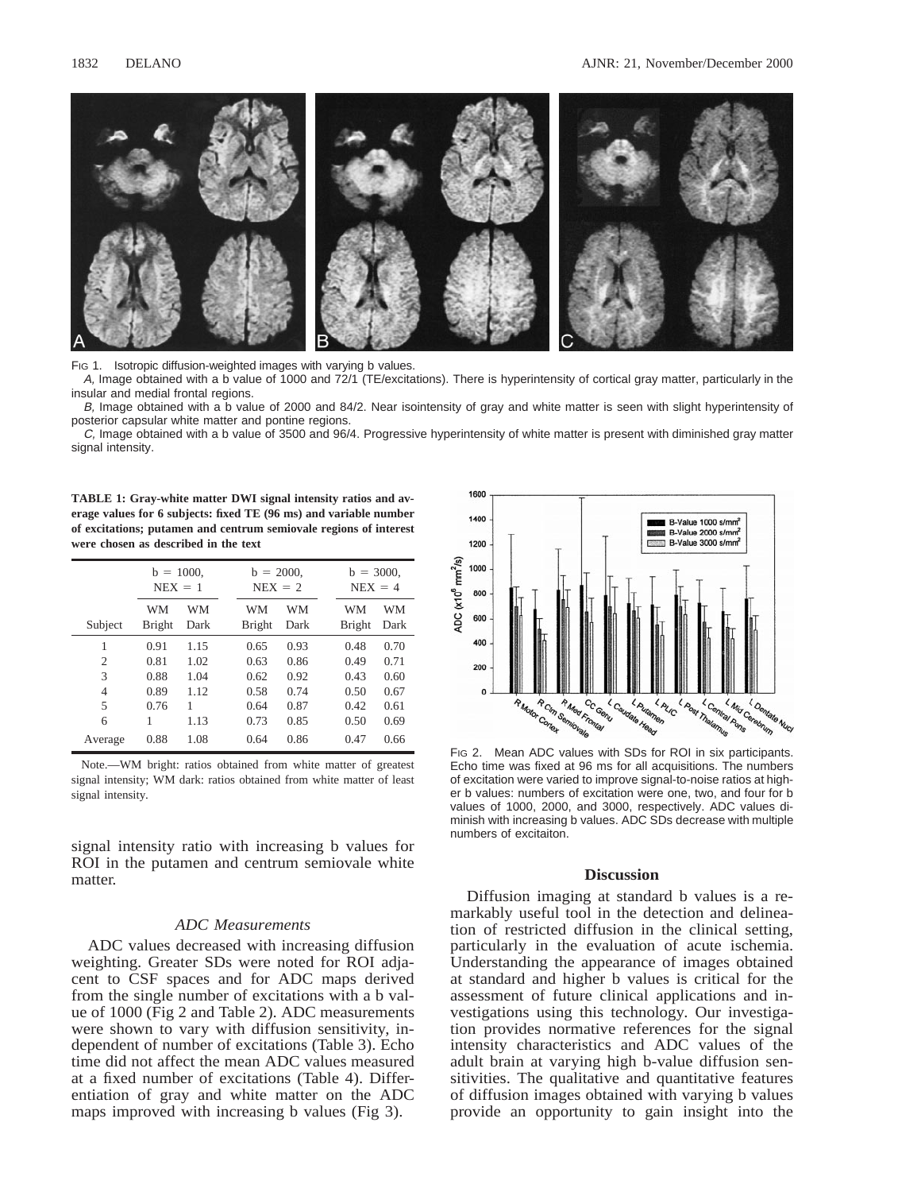Fig 1. Isotropic diffusion-weighted images with varying b values.

*A,* Image obtained with a b value of 1000 and 72/1 (TE/excitations). There is hyperintensity of cortical gray matter, particularly in the insular and medial frontal regions.

*B,* Image obtained with a b value of 2000 and 84/2. Near isointensity of gray and white matter is seen with slight hyperintensity of posterior capsular white matter and pontine regions.

*C,* Image obtained with a b value of 3500 and 96/4. Progressive hyperintensity of white matter is present with diminished gray matter signal intensity.

**TABLE 1: Gray-white matter DWI signal intensity ratios and average values for 6 subjects: fixed TE (96 ms) and variable number of excitations; putamen and centrum semiovale regions of interest were chosen as described in the text**

| | b = 1000, NEX = 1 | | b = 2000, NEX = 2 | | b = 3000, NEX = 4 | |
|---|---|---|---|---|---|---|
| Subject | WM Bright | WM Dark | WM Bright | WM Dark | WM Bright | WM Dark |
| 1 | 0.91 | 1.15 | 0.65 | 0.93 | 0.48 | 0.70 |
| 2 | 0.81 | 1.02 | 0.63 | 0.86 | 0.49 | 0.71 |
| 3 | 0.88 | 1.04 | 0.62 | 0.92 | 0.43 | 0.60 |
| 4 | 0.89 | 1.12 | 0.58 | 0.74 | 0.50 | 0.67 |
| 5 | 0.76 | 1 | 0.64 | 0.87 | 0.42 | 0.61 |
| 6 | 1 | 1.13 | 0.73 | 0.85 | 0.50 | 0.69 |
| Average | 0.88 | 1.08 | 0.64 | 0.86 | 0.47 | 0.66 |

Note.—WM bright: ratios obtained from white matter of greatest signal intensity; WM dark: ratios obtained from white matter of least signal intensity.

signal intensity ratio with increasing b values for ROI in the putamen and centrum semiovale white matter.

### *ADC Measurements*

ADC values decreased with increasing diffusion weighting. Greater SDs were noted for ROI adjacent to CSF spaces and for ADC maps derived from the single number of excitations with a b value of 1000 (Fig 2 and Table 2). ADC measurements were shown to vary with diffusion sensitivity, independent of number of excitations (Table 3). Echo time did not affect the mean ADC values measured at a fixed number of excitations (Table 4). Differentiation of gray and white matter on the ADC maps improved with increasing b values (Fig 3).

Fig 2. Mean ADC values with SDs for ROI in six participants. Echo time was fixed at 96 ms for all acquisitions. The numbers of excitation were varied to improve signal-to-noise ratios at higher b values: numbers of excitation were one, two, and four for b values of 1000, 2000, and 3000, respectively. ADC values diminish with increasing b values. ADC SDs decrease with multiple numbers of excitaiton.

## Discussion

Diffusion imaging at standard b values is a remarkably useful tool in the detection and delineation of restricted diffusion in the clinical setting, particularly in the evaluation of acute ischemia. Understanding the appearance of images obtained at standard and higher b values is critical for the assessment of future clinical applications and investigations using this technology. Our investigation provides normative references for the signal intensity characteristics and ADC values of the adult brain at varying high b-value diffusion sensitivities. The qualitative and quantitative features of diffusion images obtained with varying b values provide an opportunity to gain insight into the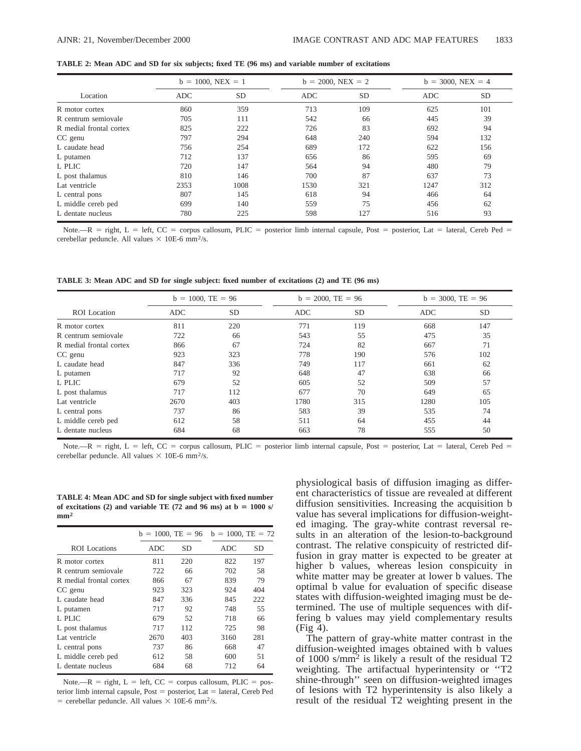**TABLE 2: Mean ADC and SD for six subjects; fixed TE (96 ms) and variable number of excitations**

| Location | b = 1000, NEX = 1 | | b = 2000, NEX = 2 | | b = 3000, NEX = 4 | |
|---|---|---|---|---|---|---|
| | ADC | SD | ADC | SD | ADC | SD |
| R motor cortex | 860 | 359 | 713 | 109 | 625 | 101 |
| R centrum semiovale | 705 | 111 | 542 | 66 | 445 | 39 |
| R medial frontal cortex | 825 | 222 | 726 | 83 | 692 | 94 |
| CC genu | 797 | 294 | 648 | 240 | 594 | 132 |
| L caudate head | 756 | 254 | 689 | 172 | 622 | 156 |
| L putamen | 712 | 137 | 656 | 86 | 595 | 69 |
| L PLIC | 720 | 147 | 564 | 94 | 480 | 79 |
| L post thalamus | 810 | 146 | 700 | 87 | 637 | 73 |
| Lat ventricle | 2353 | 1008 | 1530 | 321 | 1247 | 312 |
| L central pons | 807 | 145 | 618 | 94 | 466 | 64 |
| L middle cereb ped | 699 | 140 | 559 | 75 | 456 | 62 |
| L dentate nucleus | 780 | 225 | 598 | 127 | 516 | 93 |

Note.—R = right, L = left, CC = corpus callosum, PLIC = posterior limb internal capsule, Post = posterior, Lat = lateral, Cereb Ped = cerebellar peduncle. All values × 10E-6 mm²/s.

**TABLE 3: Mean ADC and SD for single subject: fixed number of excitations (2) and TE (96 ms)**

| ROI Location | b = 1000, TE = 96 | | b = 2000, TE = 96 | | b = 3000, TE = 96 | |
|---|---|---|---|---|---|---|
| | ADC | SD | ADC | SD | ADC | SD |
| R motor cortex | 811 | 220 | 771 | 119 | 668 | 147 |
| R centrum semiovale | 722 | 66 | 543 | 55 | 475 | 35 |
| R medial frontal cortex | 866 | 67 | 724 | 82 | 667 | 71 |
| CC genu | 923 | 323 | 778 | 190 | 576 | 102 |
| L caudate head | 847 | 336 | 749 | 117 | 661 | 62 |
| L putamen | 717 | 92 | 648 | 47 | 638 | 66 |
| L PLIC | 679 | 52 | 605 | 52 | 509 | 57 |
| L post thalamus | 717 | 112 | 677 | 70 | 649 | 65 |
| Lat ventricle | 2670 | 403 | 1780 | 315 | 1280 | 105 |
| L central pons | 737 | 86 | 583 | 39 | 535 | 74 |
| L middle cereb ped | 612 | 58 | 511 | 64 | 455 | 44 |
| L dentate nucleus | 684 | 68 | 663 | 78 | 555 | 50 |

Note.—R = right, L = left, CC = corpus callosum, PLIC = posterior limb internal capsule, Post = posterior, Lat = lateral, Cereb Ped = cerebellar peduncle. All values × 10E-6 mm²/s.

**TABLE 4: Mean ADC and SD for single subject with fixed number of excitations (2) and variable TE (72 and 96 ms) at b = 1000 s/mm²**

| ROI Locations | b = 1000, TE = 96 | | b = 1000, TE = 72 | |
|---|---|---|---|---|
| | ADC | SD | ADC | SD |
| R motor cortex | 811 | 220 | 822 | 197 |
| R centrum semiovale | 722 | 66 | 702 | 58 |
| R medial frontal cortex | 866 | 67 | 839 | 79 |
| CC genu | 923 | 323 | 924 | 404 |
| L caudate head | 847 | 336 | 845 | 222 |
| L putamen | 717 | 92 | 748 | 55 |
| L PLIC | 679 | 52 | 718 | 66 |
| L post thalamus | 717 | 112 | 725 | 98 |
| Lat ventricle | 2670 | 403 | 3160 | 281 |
| L central pons | 737 | 86 | 668 | 47 |
| L middle cereb ped | 612 | 58 | 600 | 51 |
| L dentate nucleus | 684 | 68 | 712 | 64 |

Note.—R = right, L = left, CC = corpus callosum, PLIC = posterior limb internal capsule, Post = posterior, Lat = lateral, Cereb Ped = cerebellar peduncle. All values × 10E-6 mm²/s.

physiological basis of diffusion imaging as different characteristics of tissue are revealed at different diffusion sensitivities. Increasing the acquisition b value has several implications for diffusion-weighted imaging. The gray-white contrast reversal results in an alteration of the lesion-to-background contrast. The relative conspicuity of restricted diffusion in gray matter is expected to be greater at higher b values, whereas lesion conspicuity in white matter may be greater at lower b values. The optimal b value for evaluation of specific disease states with diffusion-weighted imaging must be determined. The use of multiple sequences with differing b values may yield complementary results (Fig 4).

The pattern of gray-white matter contrast in the diffusion-weighted images obtained with b values of 1000 s/mm² is likely a result of the residual T2 weighting. The artifactual hyperintensity or ''T2 shine-through'' seen on diffusion-weighted images of lesions with T2 hyperintensity is also likely a result of the residual T2 weighting present in the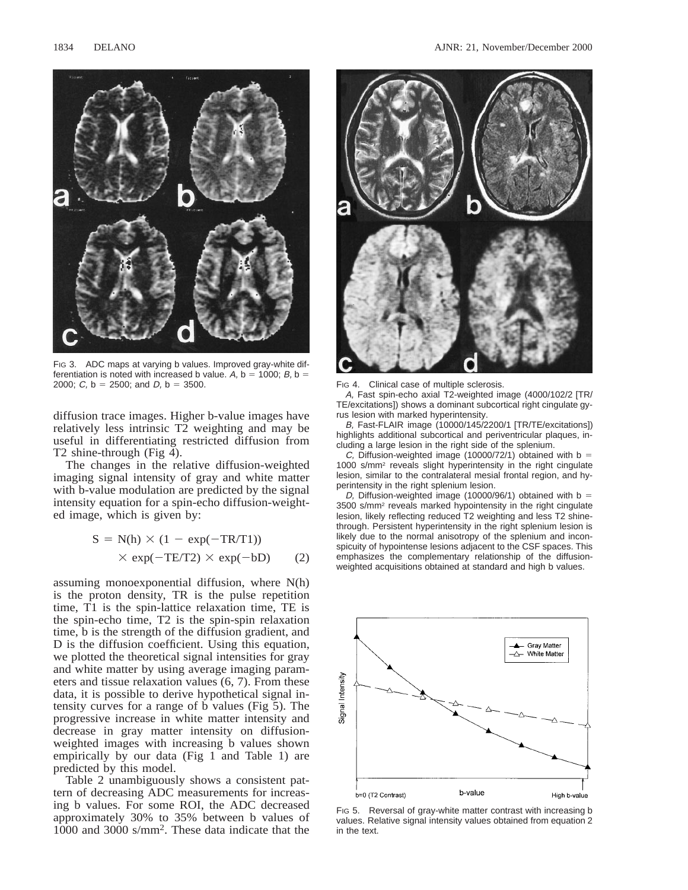FIG 3. ADC maps at varying b values. Improved gray-white differentiation is noted with increased b value. *A,* b = 1000; *B,* b = 2000; *C,* b = 2500; and *D,* b = 3500.

FIG 4. Clinical case of multiple sclerosis.

*A,* Fast spin-echo axial T2-weighted image (4000/102/2 [TR/TE/excitations]) shows a dominant subcortical right cingulate gyrus lesion with marked hyperintensity.

*B,* Fast-FLAIR image (10000/145/2200/1 [TR/TE/excitations]) highlights additional subcortical and periventricular plaques, including a large lesion in the right side of the splenium.

*C,* Diffusion-weighted image (10000/72/1) obtained with b = 1000 s/mm² reveals slight hyperintensity in the right cingulate lesion, similar to the contralateral mesial frontal region, and hyperintensity in the right splenium lesion.

*D,* Diffusion-weighted image (10000/96/1) obtained with b = 3500 s/mm² reveals marked hypointensity in the right cingulate lesion, likely reflecting reduced T2 weighting and less T2 shine-through. Persistent hyperintensity in the right splenium lesion is likely due to the normal anisotropy of the splenium and inconspicuity of hypointense lesions adjacent to the CSF spaces. This emphasizes the complementary relationship of the diffusion-weighted acquisitions obtained at standard and high b values.

diffusion trace images. Higher b-value images have relatively less intrinsic T2 weighting and may be useful in differentiating restricted diffusion from T2 shine-through (Fig 4).

The changes in the relative diffusion-weighted imaging signal intensity of gray and white matter with b-value modulation are predicted by the signal intensity equation for a spin-echo diffusion-weighted image, which is given by:

$$S = N(h) \times (1 - \exp(-TR/T1)) \times \exp(-TE/T2) \times \exp(-bD) \qquad (2)$$

assuming monoexponential diffusion, where N(h) is the proton density, TR is the pulse repetition time, T1 is the spin-lattice relaxation time, TE is the spin-echo time, T2 is the spin-spin relaxation time, b is the strength of the diffusion gradient, and D is the diffusion coefficient. Using this equation, we plotted the theoretical signal intensities for gray and white matter by using average imaging parameters and tissue relaxation values (6, 7). From these data, it is possible to derive hypothetical signal intensity curves for a range of b values (Fig 5). The progressive increase in white matter intensity and decrease in gray matter intensity on diffusion-weighted images with increasing b values shown empirically by our data (Fig 1 and Table 1) are predicted by this model.

Table 2 unambiguously shows a consistent pattern of decreasing ADC measurements for increasing b values. For some ROI, the ADC decreased approximately 30% to 35% between b values of 1000 and 3000 s/mm². These data indicate that the

FIG 5. Reversal of gray-white matter contrast with increasing b values. Relative signal intensity values obtained from equation 2 in the text.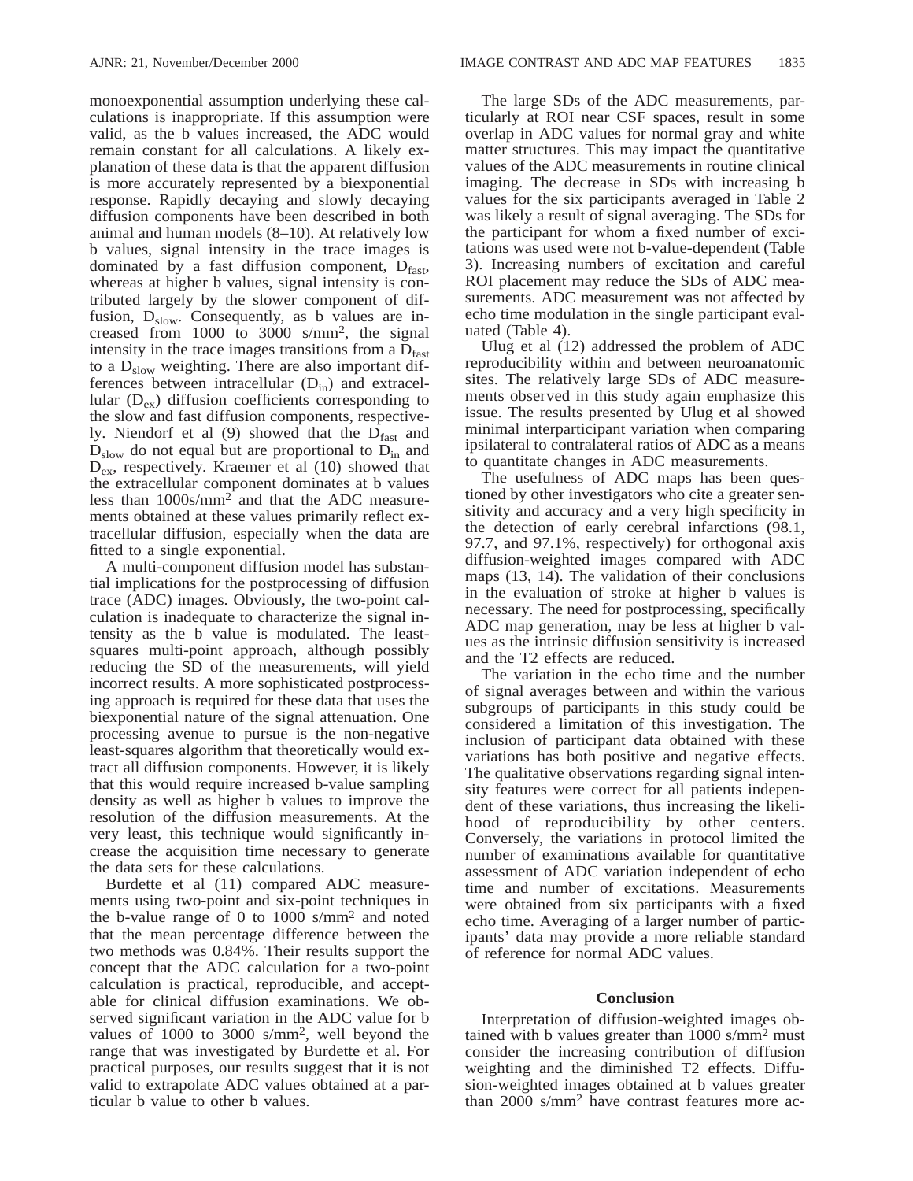monoexponential assumption underlying these calculations is inappropriate. If this assumption were valid, as the b values increased, the ADC would remain constant for all calculations. A likely explanation of these data is that the apparent diffusion is more accurately represented by a biexponential response. Rapidly decaying and slowly decaying diffusion components have been described in both animal and human models (8–10). At relatively low b values, signal intensity in the trace images is dominated by a fast diffusion component, $D_{fast}$, whereas at higher b values, signal intensity is contributed largely by the slower component of diffusion, $D_{slow}$. Consequently, as b values are increased from 1000 to 3000 s/mm$^2$, the signal intensity in the trace images transitions from a $D_{fast}$ to a $D_{slow}$ weighting. There are also important differences between intracellular ($D_{in}$) and extracellular ($D_{ex}$) diffusion coefficients corresponding to the slow and fast diffusion components, respectively. Niendorf et al (9) showed that the $D_{fast}$ and $D_{slow}$ do not equal but are proportional to $D_{in}$ and $D_{ex}$, respectively. Kraemer et al (10) showed that the extracellular component dominates at b values less than 1000s/mm$^2$ and that the ADC measurements obtained at these values primarily reflect extracellular diffusion, especially when the data are fitted to a single exponential.

A multi-component diffusion model has substantial implications for the postprocessing of diffusion trace (ADC) images. Obviously, the two-point calculation is inadequate to characterize the signal intensity as the b value is modulated. The least-squares multi-point approach, although possibly reducing the SD of the measurements, will yield incorrect results. A more sophisticated postprocessing approach is required for these data that uses the biexponential nature of the signal attenuation. One processing avenue to pursue is the non-negative least-squares algorithm that theoretically would extract all diffusion components. However, it is likely that this would require increased b-value sampling density as well as higher b values to improve the resolution of the diffusion measurements. At the very least, this technique would significantly increase the acquisition time necessary to generate the data sets for these calculations.

Burdette et al (11) compared ADC measurements using two-point and six-point techniques in the b-value range of 0 to 1000 s/mm$^2$ and noted that the mean percentage difference between the two methods was 0.84%. Their results support the concept that the ADC calculation for a two-point calculation is practical, reproducible, and acceptable for clinical diffusion examinations. We observed significant variation in the ADC value for b values of 1000 to 3000 s/mm$^2$, well beyond the range that was investigated by Burdette et al. For practical purposes, our results suggest that it is not valid to extrapolate ADC values obtained at a particular b value to other b values.

The large SDs of the ADC measurements, particularly at ROI near CSF spaces, result in some overlap in ADC values for normal gray and white matter structures. This may impact the quantitative values of the ADC measurements in routine clinical imaging. The decrease in SDs with increasing b values for the six participants averaged in Table 2 was likely a result of signal averaging. The SDs for the participant for whom a fixed number of excitations was used were not b-value-dependent (Table 3). Increasing numbers of excitation and careful ROI placement may reduce the SDs of ADC measurements. ADC measurement was not affected by echo time modulation in the single participant evaluated (Table 4).

Ulug et al (12) addressed the problem of ADC reproducibility within and between neuroanatomic sites. The relatively large SDs of ADC measurements observed in this study again emphasize this issue. The results presented by Ulug et al showed minimal interparticipant variation when comparing ipsilateral to contralateral ratios of ADC as a means to quantitate changes in ADC measurements.

The usefulness of ADC maps has been questioned by other investigators who cite a greater sensitivity and accuracy and a very high specificity in the detection of early cerebral infarctions (98.1, 97.7, and 97.1%, respectively) for orthogonal axis diffusion-weighted images compared with ADC maps (13, 14). The validation of their conclusions in the evaluation of stroke at higher b values is necessary. The need for postprocessing, specifically ADC map generation, may be less at higher b values as the intrinsic diffusion sensitivity is increased and the T2 effects are reduced.

The variation in the echo time and the number of signal averages between and within the various subgroups of participants in this study could be considered a limitation of this investigation. The inclusion of participant data obtained with these variations has both positive and negative effects. The qualitative observations regarding signal intensity features were correct for all patients independent of these variations, thus increasing the likelihood of reproducibility by other centers. Conversely, the variations in protocol limited the number of examinations available for quantitative assessment of ADC variation independent of echo time and number of excitations. Measurements were obtained from six participants with a fixed echo time. Averaging of a larger number of participants' data may provide a more reliable standard of reference for normal ADC values.

## Conclusion

Interpretation of diffusion-weighted images obtained with b values greater than 1000 s/mm$^2$ must consider the increasing contribution of diffusion weighting and the diminished T2 effects. Diffusion-weighted images obtained at b values greater than 2000 s/mm$^2$ have contrast features more ac-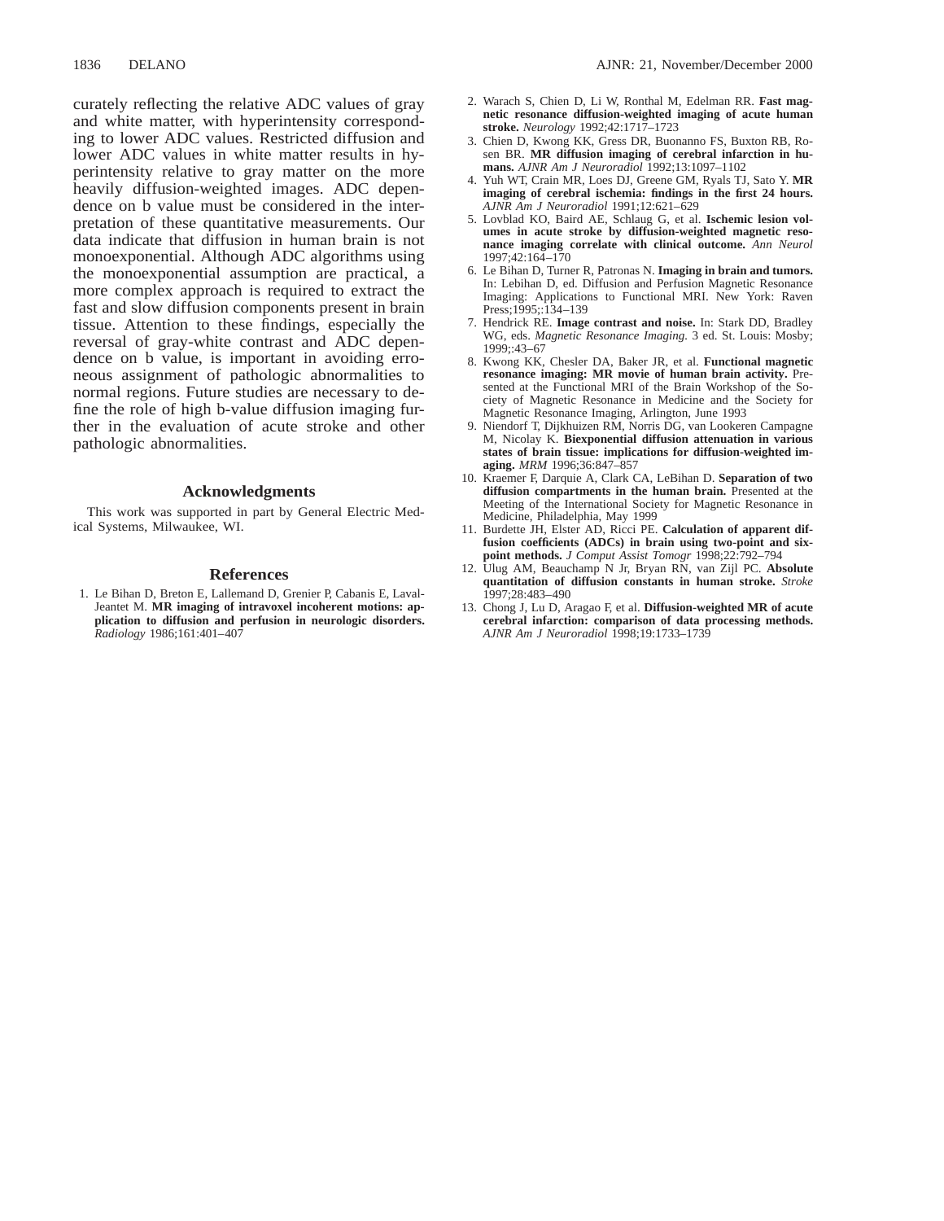curately reflecting the relative ADC values of gray and white matter, with hyperintensity corresponding to lower ADC values. Restricted diffusion and lower ADC values in white matter results in hyperintensity relative to gray matter on the more heavily diffusion-weighted images. ADC dependence on b value must be considered in the interpretation of these quantitative measurements. Our data indicate that diffusion in human brain is not monoexponential. Although ADC algorithms using the monoexponential assumption are practical, a more complex approach is required to extract the fast and slow diffusion components present in brain tissue. Attention to these findings, especially the reversal of gray-white contrast and ADC dependence on b value, is important in avoiding erroneous assignment of pathologic abnormalities to normal regions. Future studies are necessary to define the role of high b-value diffusion imaging further in the evaluation of acute stroke and other pathologic abnormalities.

## Acknowledgments

This work was supported in part by General Electric Medical Systems, Milwaukee, WI.

## References

1. Le Bihan D, Breton E, Lallemand D, Grenier P, Cabanis E, Laval-Jeantet M. **MR imaging of intravoxel incoherent motions: application to diffusion and perfusion in neurologic disorders.** *Radiology* 1986;161:401–407
2. Warach S, Chien D, Li W, Ronthal M, Edelman RR. **Fast magnetic resonance diffusion-weighted imaging of acute human stroke.** *Neurology* 1992;42:1717–1723
3. Chien D, Kwong KK, Gress DR, Buonanno FS, Buxton RB, Rosen BR. **MR diffusion imaging of cerebral infarction in humans.** *AJNR Am J Neuroradiol* 1992;13:1097–1102
4. Yuh WT, Crain MR, Loes DJ, Greene GM, Ryals TJ, Sato Y. **MR imaging of cerebral ischemia: findings in the first 24 hours.** *AJNR Am J Neuroradiol* 1991;12:621–629
5. Lovblad KO, Baird AE, Schlaug G, et al. **Ischemic lesion volumes in acute stroke by diffusion-weighted magnetic resonance imaging correlate with clinical outcome.** *Ann Neurol* 1997;42:164–170
6. Le Bihan D, Turner R, Patronas N. **Imaging in brain and tumors.** In: Lebihan D, ed. Diffusion and Perfusion Magnetic Resonance Imaging: Applications to Functional MRI. New York: Raven Press;1995;:134–139
7. Hendrick RE. **Image contrast and noise.** In: Stark DD, Bradley WG, eds. *Magnetic Resonance Imaging.* 3 ed. St. Louis: Mosby; 1999;:43–67
8. Kwong KK, Chesler DA, Baker JR, et al. **Functional magnetic resonance imaging: MR movie of human brain activity.** Presented at the Functional MRI of the Brain Workshop of the Society of Magnetic Resonance in Medicine and the Society for Magnetic Resonance Imaging, Arlington, June 1993
9. Niendorf T, Dijkhuizen RM, Norris DG, van Lookeren Campagne M, Nicolay K. **Biexponential diffusion attenuation in various states of brain tissue: implications for diffusion-weighted imaging.** *MRM* 1996;36:847–857
10. Kraemer F, Darquie A, Clark CA, LeBihan D. **Separation of two diffusion compartments in the human brain.** Presented at the Meeting of the International Society for Magnetic Resonance in Medicine, Philadelphia, May 1999
11. Burdette JH, Elster AD, Ricci PE. **Calculation of apparent diffusion coefficients (ADCs) in brain using two-point and six-point methods.** *J Comput Assist Tomogr* 1998;22:792–794
12. Ulug AM, Beauchamp N Jr, Bryan RN, van Zijl PC. **Absolute quantitation of diffusion constants in human stroke.** *Stroke* 1997;28:483–490
13. Chong J, Lu D, Aragao F, et al. **Diffusion-weighted MR of acute cerebral infarction: comparison of data processing methods.** *AJNR Am J Neuroradiol* 1998;19:1733–1739